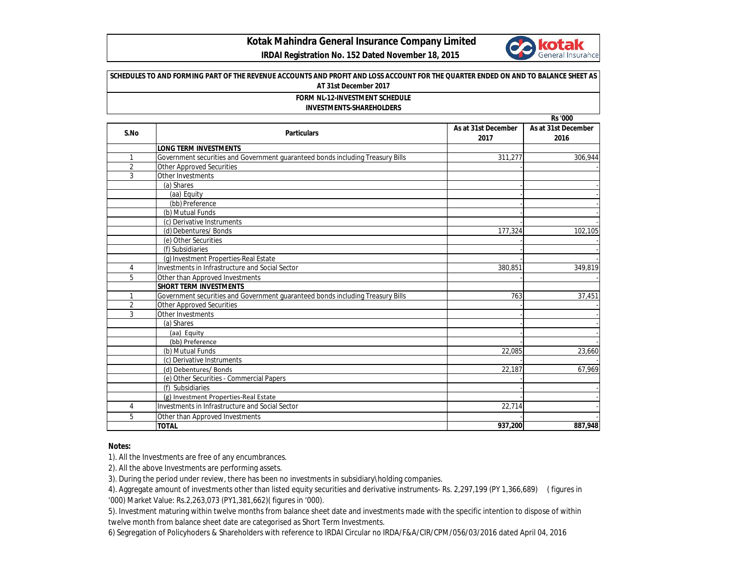# Kotak Mahindra General Insurance Company Limited

**IRDAI Registration No. 152 Dated November 18, 2015**

**SCHEDULES TO AND FORMING PART OF THE REVENUE ACCOUNTS AND PROFIT AND LOSS ACCOUNT FOR THE QUARTER ENDED ON AND TO BALANCE SHEET AS AT 31st December 2017**

**FORM NL-12-INVESTMENT SCHEDULE**

**INVESTMENTS-SHAREHOLDERS**

Rs '000

| S.No | Particulars | As at 31st December 2017 | As at 31st December 2016 |
|---|---|---|---|
| | **LONG TERM INVESTMENTS** | | |
| 1 | Government securities and Government guaranteed bonds including Treasury Bills | 311,277 | 306,944 |
| 2 | Other Approved Securities | - | - |
| 3 | Other Investments | | |
| | (a) Shares | - | - |
| | (aa) Equity | - | - |
| | (bb) Preference | - | - |
| | (b) Mutual Funds | - | - |
| | (c) Derivative Instruments | - | - |
| | (d) Debentures/ Bonds | 177,324 | 102,105 |
| | (e) Other Securities | - | - |
| | (f) Subsidiaries | - | - |
| | (g) Investment Properties-Real Estate | - | - |
| 4 | Investments in Infrastructure and Social Sector | 380,851 | 349,819 |
| 5 | Other than Approved Investments | - | - |
| | **SHORT TERM INVESTMENTS** | | |
| 1 | Government securities and Government guaranteed bonds including Treasury Bills | 763 | 37,451 |
| 2 | Other Approved Securities | - | - |
| 3 | Other Investments | - | - |
| | (a) Shares | - | - |
| | (aa) Equity | - | - |
| | (bb) Preference | - | - |
| | (b) Mutual Funds | 22,085 | 23,660 |
| | (c) Derivative Instruments | - | - |
| | (d) Debentures/ Bonds | 22,187 | 67,969 |
| | (e) Other Securities - Commercial Papers | - | |
| | (f) Subsidiaries | - | - |
| | (g) Investment Properties-Real Estate | - | - |
| 4 | Investments in Infrastructure and Social Sector | 22,714 | - |
| 5 | Other than Approved Investments | - | - |
| | **TOTAL** | **937,200** | **887,948** |

**Notes:**

1). All the Investments are free of any encumbrances.

2). All the above Investments are performing assets.

3). During the period under review, there has been no investments in subsidiary\holding companies.

4). Aggregate amount of investments other than listed equity securities and derivative instruments- Rs. 2,297,199 (PY 1,366,689) ( figures in '000) Market Value: Rs.2,263,073 (PY1,381,662)( figures in '000).

5). Investment maturing within twelve months from balance sheet date and investments made with the specific intention to dispose of within twelve month from balance sheet date are categorised as Short Term Investments.

6) Segregation of Policyhoders & Shareholders with reference to IRDAI Circular no IRDA/F&A/CIR/CPM/056/03/2016 dated April 04, 2016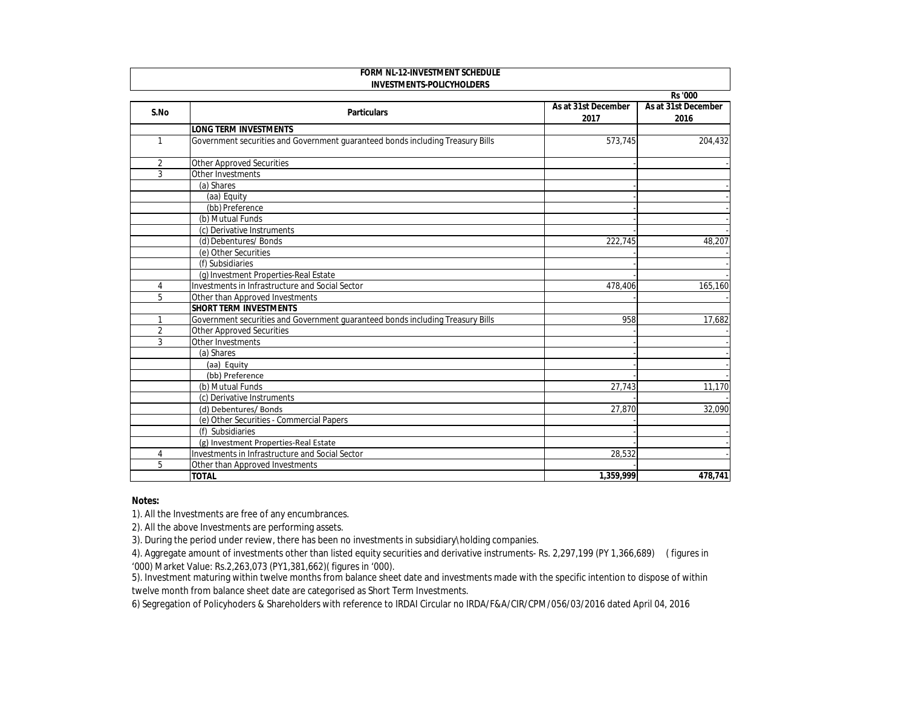**FORM NL-12-INVESTMENT SCHEDULE**

**INVESTMENTS-POLICYHOLDERS**

Rs '000

| S.No | Particulars | As at 31st December 2017 | As at 31st December 2016 |
|---|---|---|---|
| | **LONG TERM INVESTMENTS** | | |
| 1 | Government securities and Government guaranteed bonds including Treasury Bills | 573,745 | 204,432 |
| 2 | Other Approved Securities | - | - |
| 3 | Other Investments | | |
| | (a) Shares | - | - |
| | (aa) Equity | - | - |
| | (bb) Preference | - | - |
| | (b) Mutual Funds | - | - |
| | (c) Derivative Instruments | - | - |
| | (d) Debentures/ Bonds | 222,745 | 48,207 |
| | (e) Other Securities | - | - |
| | (f) Subsidiaries | - | - |
| | (g) Investment Properties-Real Estate | - | - |
| 4 | Investments in Infrastructure and Social Sector | 478,406 | 165,160 |
| 5 | Other than Approved Investments | - | - |
| | **SHORT TERM INVESTMENTS** | | |
| 1 | Government securities and Government guaranteed bonds including Treasury Bills | 958 | 17,682 |
| 2 | Other Approved Securities | - | - |
| 3 | Other Investments | - | - |
| | (a) Shares | - | - |
| | (aa) Equity | - | - |
| | (bb) Preference | - | - |
| | (b) Mutual Funds | 27,743 | 11,170 |
| | (c) Derivative Instruments | - | - |
| | (d) Debentures/ Bonds | 27,870 | 32,090 |
| | (e) Other Securities - Commercial Papers | - | |
| | (f) Subsidiaries | - | - |
| | (g) Investment Properties-Real Estate | - | - |
| 4 | Investments in Infrastructure and Social Sector | 28,532 | - |
| 5 | Other than Approved Investments | - | |
| | **TOTAL** | **1,359,999** | **478,741** |

**Notes:**

1). All the Investments are free of any encumbrances.

2). All the above Investments are performing assets.

3). During the period under review, there has been no investments in subsidiary\holding companies.

4). Aggregate amount of investments other than listed equity securities and derivative instruments- Rs. 2,297,199 (PY 1,366,689) ( figures in '000) Market Value: Rs.2,263,073 (PY1,381,662)( figures in '000).

5). Investment maturing within twelve months from balance sheet date and investments made with the specific intention to dispose of within twelve month from balance sheet date are categorised as Short Term Investments.

6) Segregation of Policyhoders & Shareholders with reference to IRDAI Circular no IRDA/F&A/CIR/CPM/056/03/2016 dated April 04, 2016